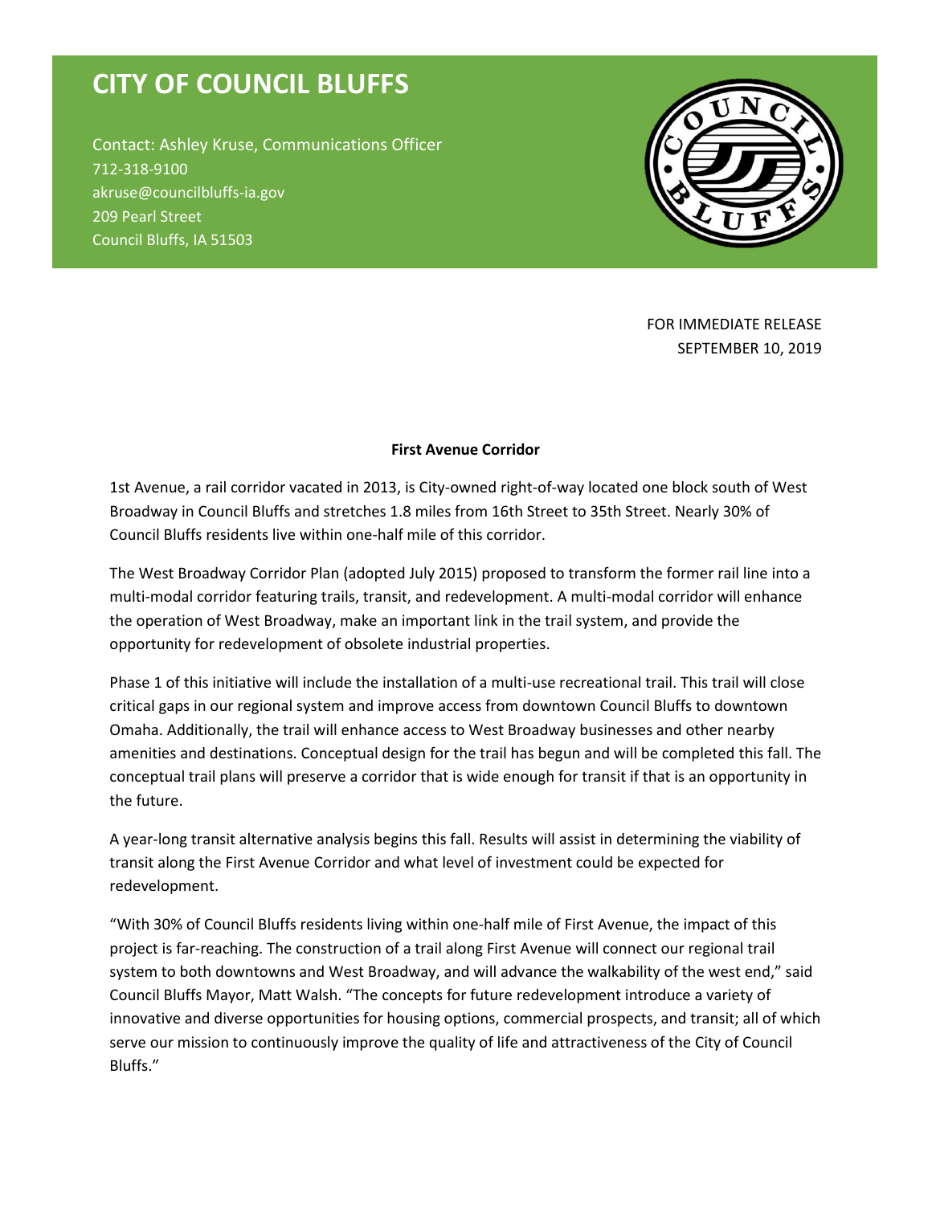# CITY OF COUNCIL BLUFFS

Contact: Ashley Kruse, Communications Officer
712-318-9100
akruse@councilbluffs-ia.gov
209 Pearl Street
Council Bluffs, IA 51503

FOR IMMEDIATE RELEASE
SEPTEMBER 10, 2019

**First Avenue Corridor**

1st Avenue, a rail corridor vacated in 2013, is City-owned right-of-way located one block south of West Broadway in Council Bluffs and stretches 1.8 miles from 16th Street to 35th Street. Nearly 30% of Council Bluffs residents live within one-half mile of this corridor.

The West Broadway Corridor Plan (adopted July 2015) proposed to transform the former rail line into a multi-modal corridor featuring trails, transit, and redevelopment. A multi-modal corridor will enhance the operation of West Broadway, make an important link in the trail system, and provide the opportunity for redevelopment of obsolete industrial properties.

Phase 1 of this initiative will include the installation of a multi-use recreational trail. This trail will close critical gaps in our regional system and improve access from downtown Council Bluffs to downtown Omaha. Additionally, the trail will enhance access to West Broadway businesses and other nearby amenities and destinations. Conceptual design for the trail has begun and will be completed this fall. The conceptual trail plans will preserve a corridor that is wide enough for transit if that is an opportunity in the future.

A year-long transit alternative analysis begins this fall. Results will assist in determining the viability of transit along the First Avenue Corridor and what level of investment could be expected for redevelopment.

"With 30% of Council Bluffs residents living within one-half mile of First Avenue, the impact of this project is far-reaching. The construction of a trail along First Avenue will connect our regional trail system to both downtowns and West Broadway, and will advance the walkability of the west end," said Council Bluffs Mayor, Matt Walsh. "The concepts for future redevelopment introduce a variety of innovative and diverse opportunities for housing options, commercial prospects, and transit; all of which serve our mission to continuously improve the quality of life and attractiveness of the City of Council Bluffs."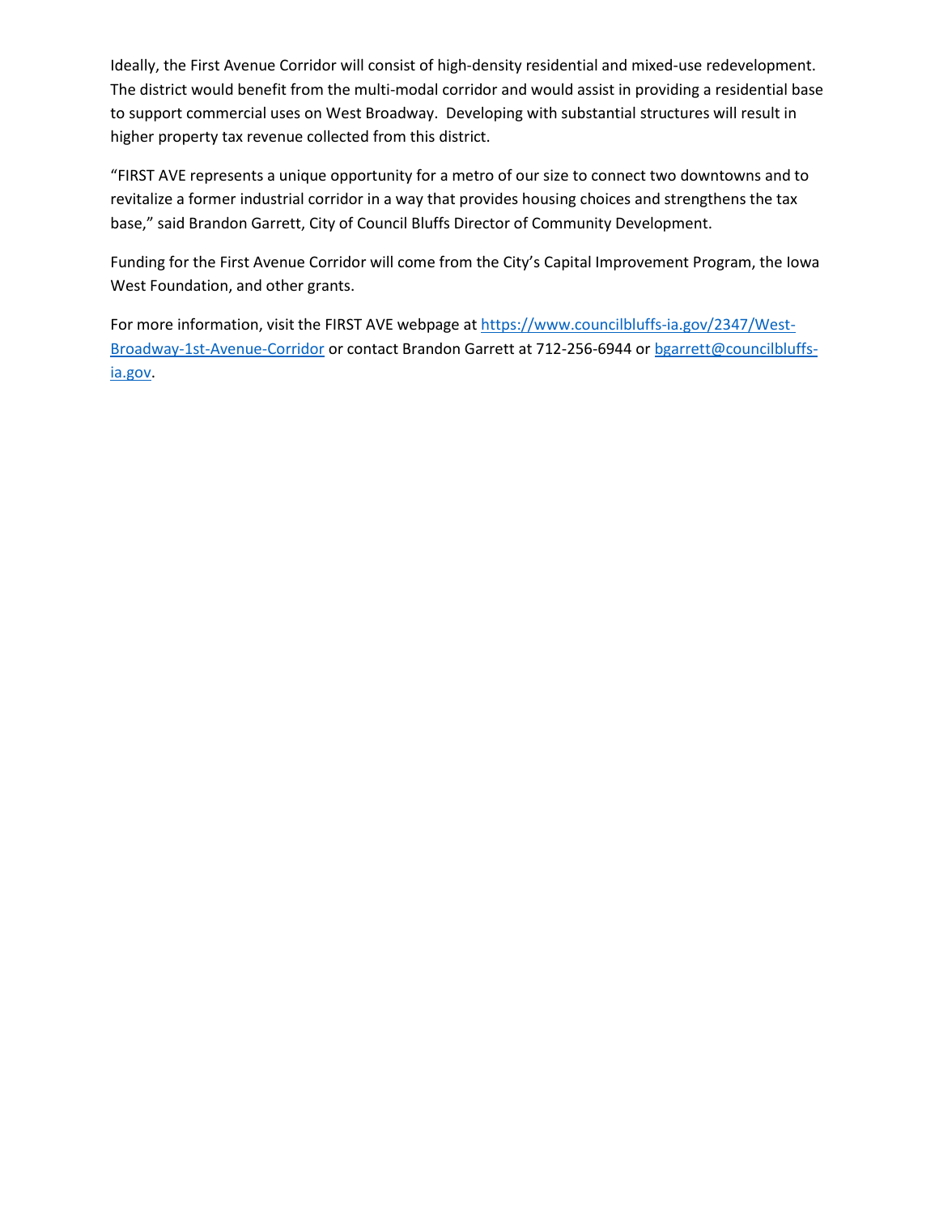Ideally, the First Avenue Corridor will consist of high-density residential and mixed-use redevelopment. The district would benefit from the multi-modal corridor and would assist in providing a residential base to support commercial uses on West Broadway. Developing with substantial structures will result in higher property tax revenue collected from this district.

"FIRST AVE represents a unique opportunity for a metro of our size to connect two downtowns and to revitalize a former industrial corridor in a way that provides housing choices and strengthens the tax base," said Brandon Garrett, City of Council Bluffs Director of Community Development.

Funding for the First Avenue Corridor will come from the City's Capital Improvement Program, the Iowa West Foundation, and other grants.

For more information, visit the FIRST AVE webpage at [https://www.councilbluffs-ia.gov/2347/West-Broadway-1st-Avenue-Corridor](https://www.councilbluffs-ia.gov/2347/West-Broadway-1st-Avenue-Corridor) or contact Brandon Garrett at 712-256-6944 or [bgarrett@councilbluffs-ia.gov](mailto:bgarrett@councilbluffs-ia.gov).